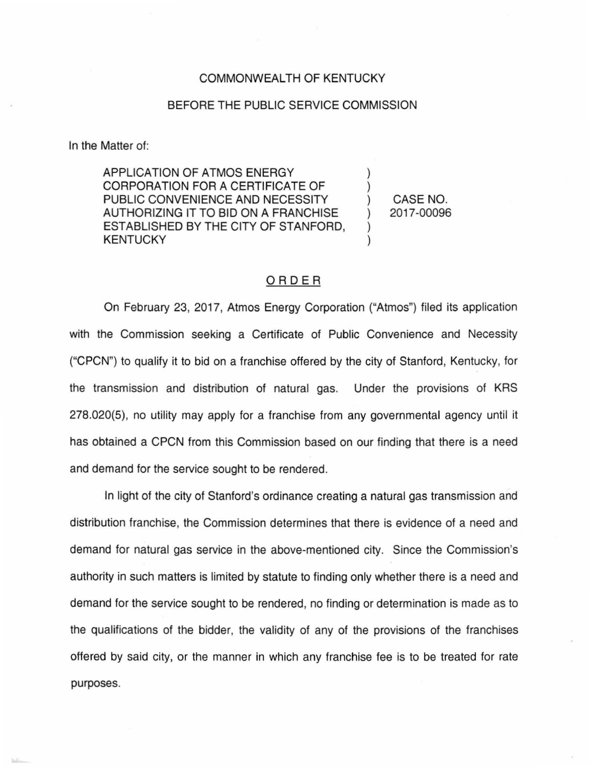COMMONWEALTH OF KENTUCKY

BEFORE THE PUBLIC SERVICE COMMISSION

In the Matter of:

| | | |
|---|---|---|
| APPLICATION OF ATMOS ENERGY CORPORATION FOR A CERTIFICATE OF PUBLIC CONVENIENCE AND NECESSITY AUTHORIZING IT TO BID ON A FRANCHISE ESTABLISHED BY THE CITY OF STANFORD, KENTUCKY | ) ) ) ) ) ) | CASE NO. 2017-00096 |

## ORDER

On February 23, 2017, Atmos Energy Corporation ("Atmos") filed its application with the Commission seeking a Certificate of Public Convenience and Necessity ("CPCN") to qualify it to bid on a franchise offered by the city of Stanford, Kentucky, for the transmission and distribution of natural gas. Under the provisions of KRS 278.020(5), no utility may apply for a franchise from any governmental agency until it has obtained a CPCN from this Commission based on our finding that there is a need and demand for the service sought to be rendered.

In light of the city of Stanford's ordinance creating a natural gas transmission and distribution franchise, the Commission determines that there is evidence of a need and demand for natural gas service in the above-mentioned city. Since the Commission's authority in such matters is limited by statute to finding only whether there is a need and demand for the service sought to be rendered, no finding or determination is made as to the qualifications of the bidder, the validity of any of the provisions of the franchises offered by said city, or the manner in which any franchise fee is to be treated for rate purposes.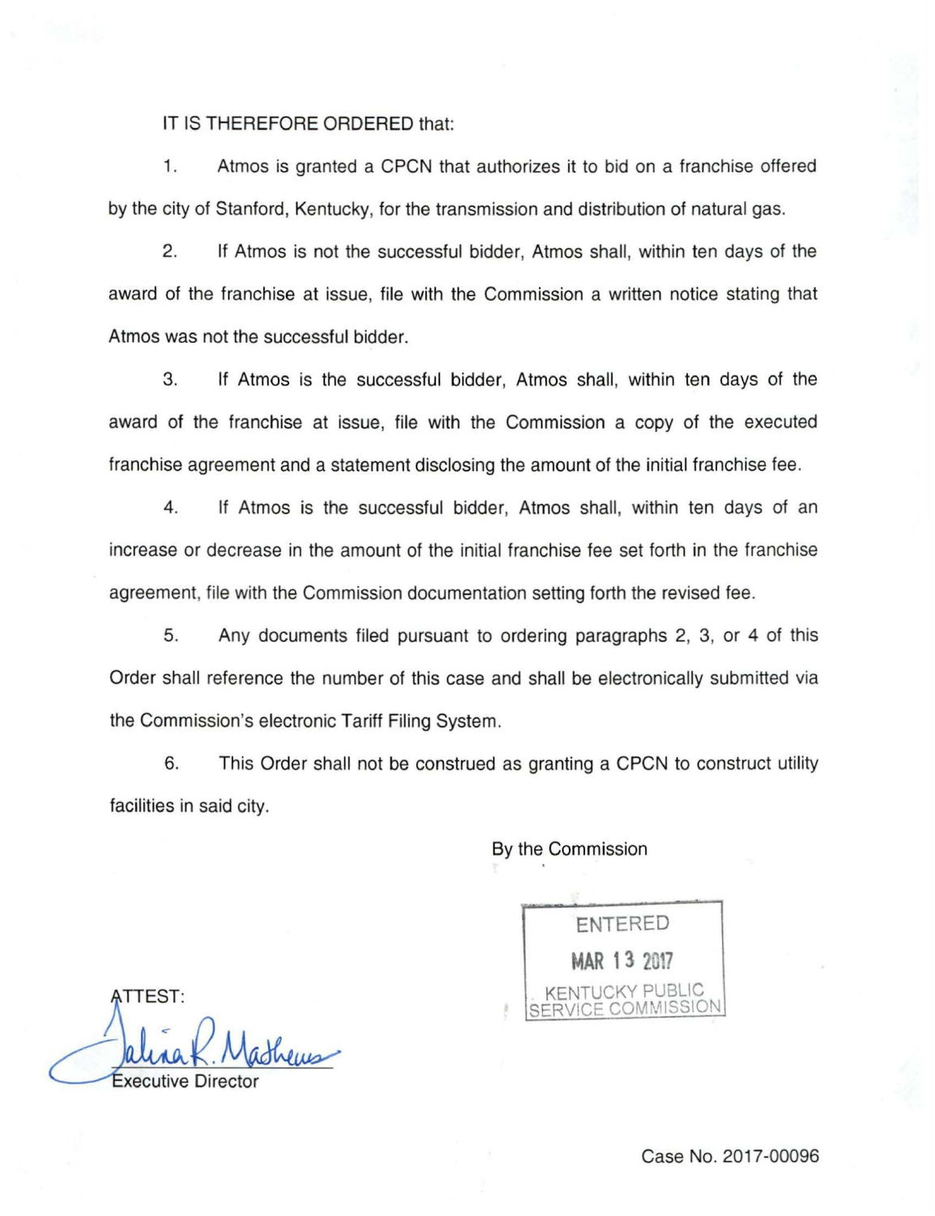IT IS THEREFORE ORDERED that:

1. Atmos is granted a CPCN that authorizes it to bid on a franchise offered by the city of Stanford, Kentucky, for the transmission and distribution of natural gas.

2. If Atmos is not the successful bidder, Atmos shall, within ten days of the award of the franchise at issue, file with the Commission a written notice stating that Atmos was not the successful bidder.

3. If Atmos is the successful bidder, Atmos shall, within ten days of the award of the franchise at issue, file with the Commission a copy of the executed franchise agreement and a statement disclosing the amount of the initial franchise fee.

4. If Atmos is the successful bidder, Atmos shall, within ten days of an increase or decrease in the amount of the initial franchise fee set forth in the franchise agreement, file with the Commission documentation setting forth the revised fee.

5. Any documents filed pursuant to ordering paragraphs 2, 3, or 4 of this Order shall reference the number of this case and shall be electronically submitted via the Commission's electronic Tariff Filing System.

6. This Order shall not be construed as granting a CPCN to construct utility facilities in said city.

By the Commission

ENTERED
MAR 13 2017
KENTUCKY PUBLIC SERVICE COMMISSION

ATTEST:

Executive Director

Case No. 2017-00096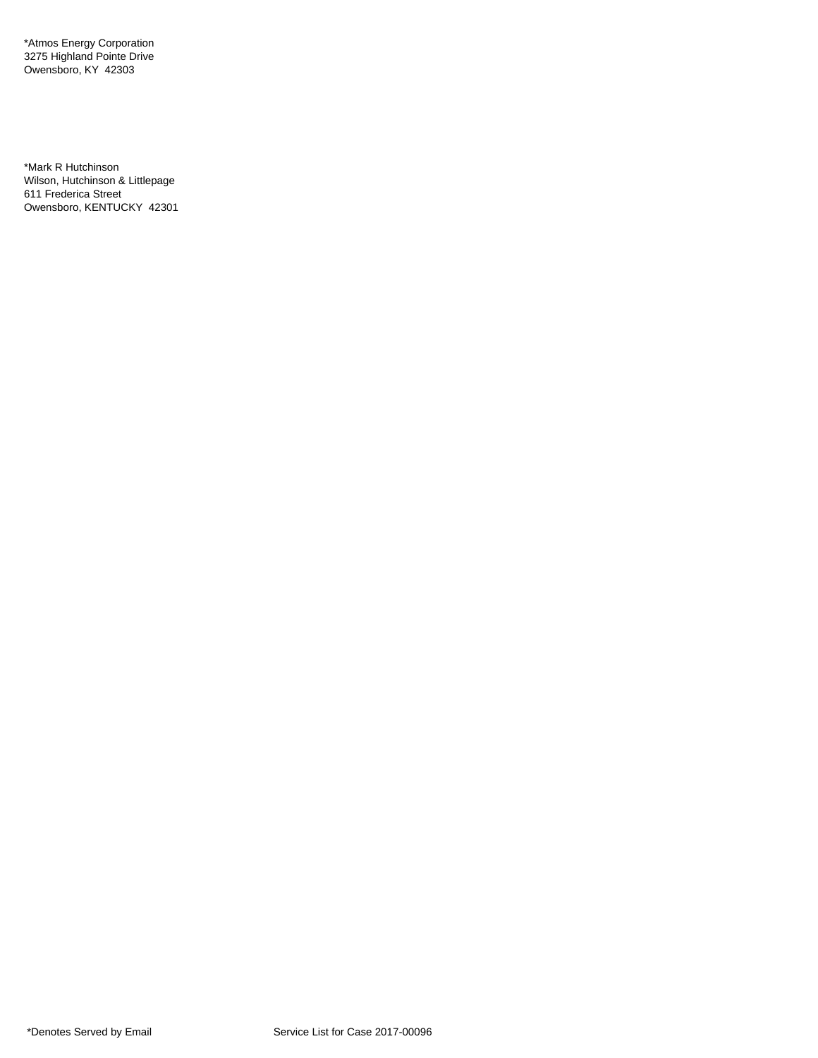*Atmos Energy Corporation
3275 Highland Pointe Drive
Owensboro, KY  42303

*Mark R Hutchinson
Wilson, Hutchinson & Littlepage
611 Frederica Street
Owensboro, KENTUCKY  42301

*Denotes Served by Email

Service List for Case 2017-00096